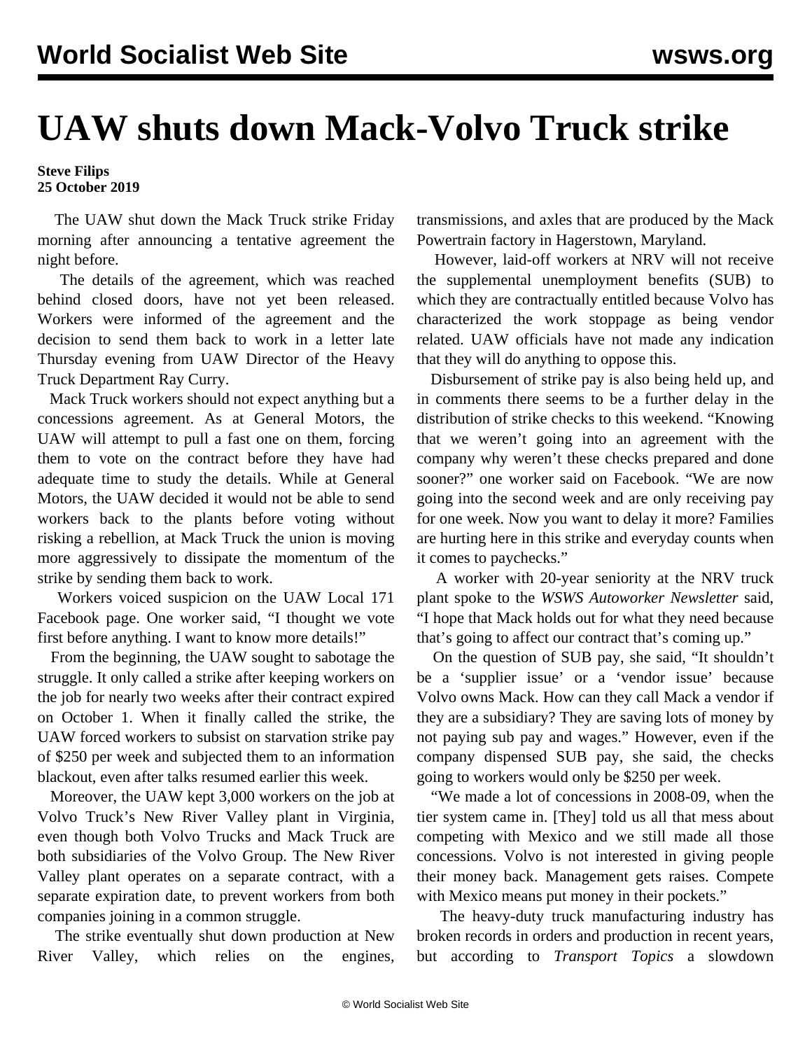# UAW shuts down Mack-Volvo Truck strike

**Steve Filips**
**25 October 2019**

The UAW shut down the Mack Truck strike Friday morning after announcing a tentative agreement the night before.

The details of the agreement, which was reached behind closed doors, have not yet been released. Workers were informed of the agreement and the decision to send them back to work in a letter late Thursday evening from UAW Director of the Heavy Truck Department Ray Curry.

Mack Truck workers should not expect anything but a concessions agreement. As at General Motors, the UAW will attempt to pull a fast one on them, forcing them to vote on the contract before they have had adequate time to study the details. While at General Motors, the UAW decided it would not be able to send workers back to the plants before voting without risking a rebellion, at Mack Truck the union is moving more aggressively to dissipate the momentum of the strike by sending them back to work.

Workers voiced suspicion on the UAW Local 171 Facebook page. One worker said, "I thought we vote first before anything. I want to know more details!"

From the beginning, the UAW sought to sabotage the struggle. It only called a strike after keeping workers on the job for nearly two weeks after their contract expired on October 1. When it finally called the strike, the UAW forced workers to subsist on starvation strike pay of $250 per week and subjected them to an information blackout, even after talks resumed earlier this week.

Moreover, the UAW kept 3,000 workers on the job at Volvo Truck's New River Valley plant in Virginia, even though both Volvo Trucks and Mack Truck are both subsidiaries of the Volvo Group. The New River Valley plant operates on a separate contract, with a separate expiration date, to prevent workers from both companies joining in a common struggle.

The strike eventually shut down production at New River Valley, which relies on the engines, transmissions, and axles that are produced by the Mack Powertrain factory in Hagerstown, Maryland.

However, laid-off workers at NRV will not receive the supplemental unemployment benefits (SUB) to which they are contractually entitled because Volvo has characterized the work stoppage as being vendor related. UAW officials have not made any indication that they will do anything to oppose this.

Disbursement of strike pay is also being held up, and in comments there seems to be a further delay in the distribution of strike checks to this weekend. "Knowing that we weren't going into an agreement with the company why weren't these checks prepared and done sooner?" one worker said on Facebook. "We are now going into the second week and are only receiving pay for one week. Now you want to delay it more? Families are hurting here in this strike and everyday counts when it comes to paychecks."

A worker with 20-year seniority at the NRV truck plant spoke to the *WSWS Autoworker Newsletter* said, "I hope that Mack holds out for what they need because that's going to affect our contract that's coming up."

On the question of SUB pay, she said, "It shouldn't be a 'supplier issue' or a 'vendor issue' because Volvo owns Mack. How can they call Mack a vendor if they are a subsidiary? They are saving lots of money by not paying sub pay and wages." However, even if the company dispensed SUB pay, she said, the checks going to workers would only be $250 per week.

"We made a lot of concessions in 2008-09, when the tier system came in. [They] told us all that mess about competing with Mexico and we still made all those concessions. Volvo is not interested in giving people their money back. Management gets raises. Compete with Mexico means put money in their pockets."

The heavy-duty truck manufacturing industry has broken records in orders and production in recent years, but according to *Transport Topics* a slowdown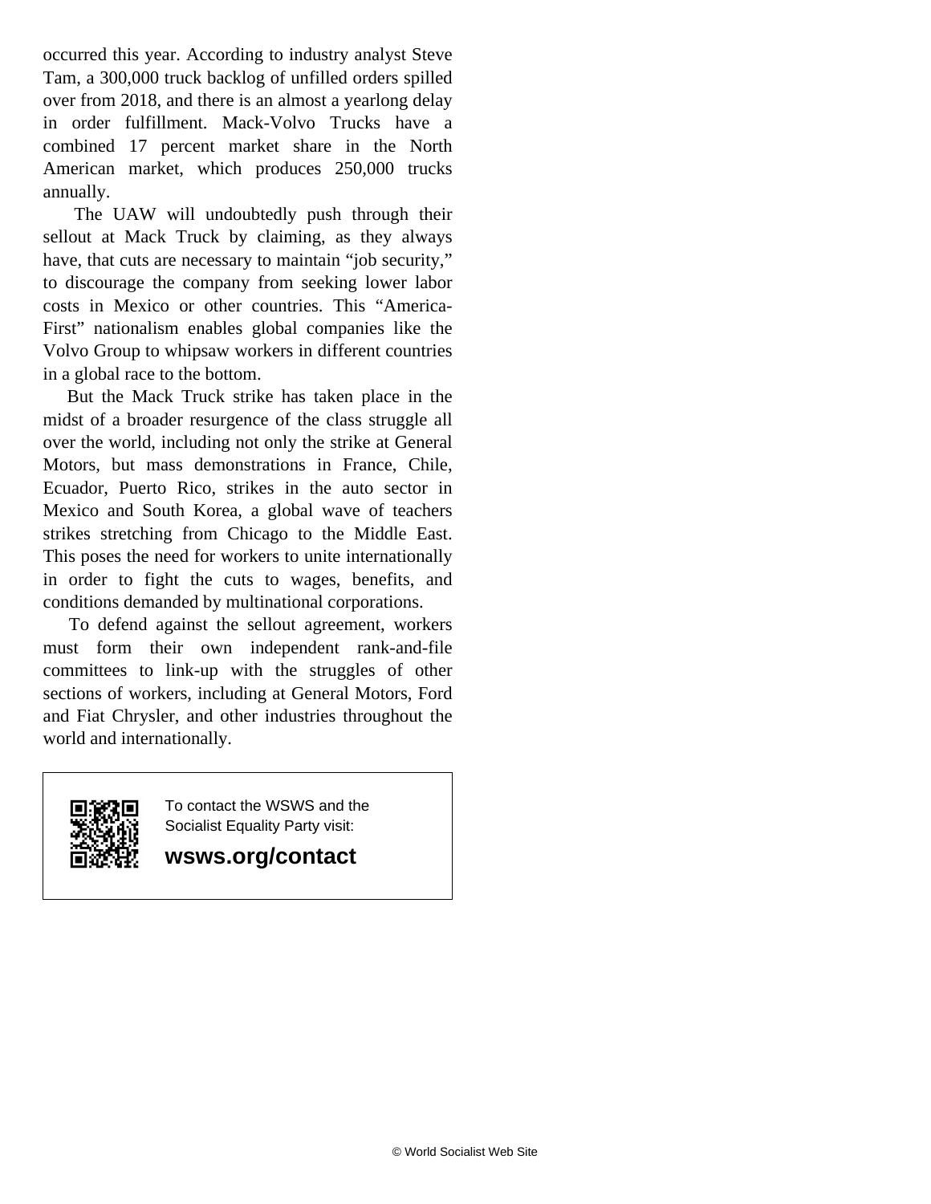occurred this year. According to industry analyst Steve Tam, a 300,000 truck backlog of unfilled orders spilled over from 2018, and there is an almost a yearlong delay in order fulfillment. Mack-Volvo Trucks have a combined 17 percent market share in the North American market, which produces 250,000 trucks annually.

The UAW will undoubtedly push through their sellout at Mack Truck by claiming, as they always have, that cuts are necessary to maintain "job security," to discourage the company from seeking lower labor costs in Mexico or other countries. This "America-First" nationalism enables global companies like the Volvo Group to whipsaw workers in different countries in a global race to the bottom.

But the Mack Truck strike has taken place in the midst of a broader resurgence of the class struggle all over the world, including not only the strike at General Motors, but mass demonstrations in France, Chile, Ecuador, Puerto Rico, strikes in the auto sector in Mexico and South Korea, a global wave of teachers strikes stretching from Chicago to the Middle East. This poses the need for workers to unite internationally in order to fight the cuts to wages, benefits, and conditions demanded by multinational corporations.

To defend against the sellout agreement, workers must form their own independent rank-and-file committees to link-up with the struggles of other sections of workers, including at General Motors, Ford and Fiat Chrysler, and other industries throughout the world and internationally.

To contact the WSWS and the Socialist Equality Party visit:

**wsws.org/contact**